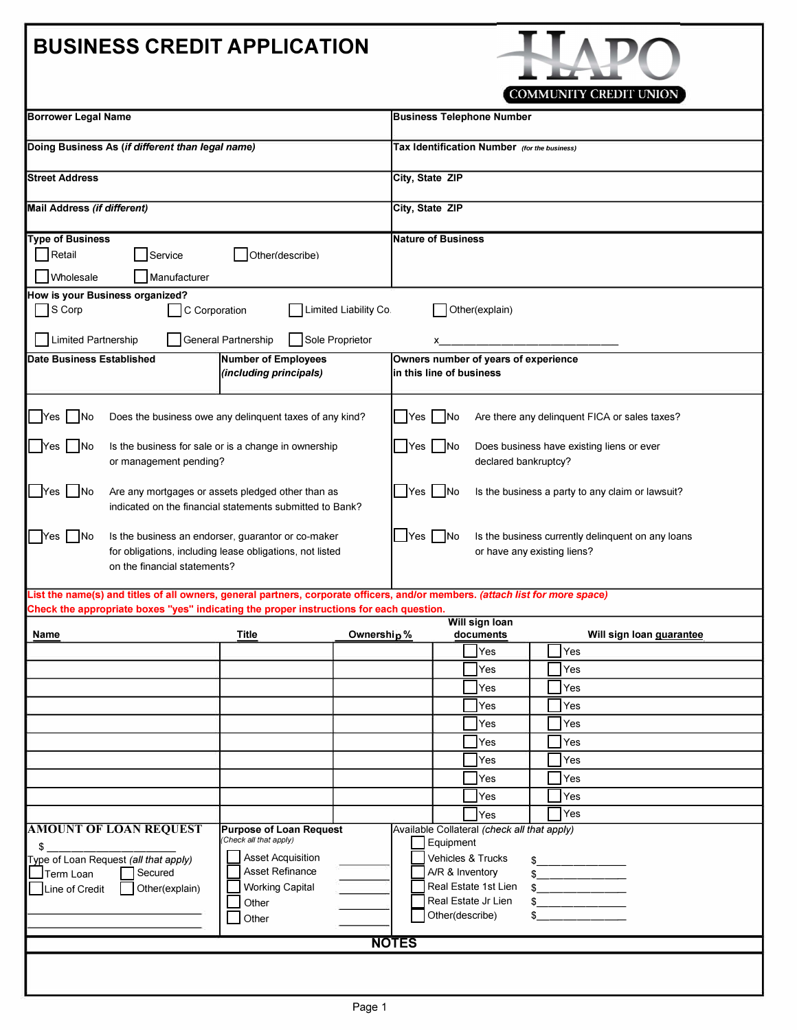# BUSINESS CREDIT APPLICATION

HAPO COMMUNITY CREDIT UNION

| Borrower Legal Name | Business Telephone Number |
|---|---|
| Doing Business As *(if different than legal name)* | Tax Identification Number *(for the business)* |
| Street Address | City, State ZIP |
| Mail Address *(if different)* | City, State ZIP |

**Type of Business**

- ☐ Retail
- ☐ Service
- ☐ Other(describe)
- ☐ Wholesale
- ☐ Manufacturer

**Nature of Business**

**How is your Business organized?**

- ☐ S Corp
- ☐ C Corporation
- ☐ Limited Liability Co.
- ☐ Other(explain)
- ☐ Limited Partnership
- ☐ General Partnership
- ☐ Sole Proprietor

x_______________________________

| Date Business Established | Number of Employees *(including principals)* | Owners number of years of experience in this line of business |
|---|---|---|
| | | |

- ☐ Yes ☐ No Does the business owe any delinquent taxes of any kind?
- ☐ Yes ☐ No Is the business for sale or is a change in ownership or management pending?
- ☐ Yes ☐ No Are any mortgages or assets pledged other than as indicated on the financial statements submitted to Bank?
- ☐ Yes ☐ No Is the business an endorser, guarantor or co-maker for obligations, including lease obligations, not listed on the financial statements?
- ☐ Yes ☐ No Are there any delinquent FICA or sales taxes?
- ☐ Yes ☐ No Does business have existing liens or ever declared bankruptcy?
- ☐ Yes ☐ No Is the business a party to any claim or lawsuit?
- ☐ Yes ☐ No Is the business currently delinquent on any loans or have any existing liens?

**List the name(s) and titles of all owners, general partners, corporate officers, and/or members. *(attach list for more space)***
**Check the appropriate boxes "yes" indicating the proper instructions for each question.**

| Name | Title | Ownership % | Will sign loan documents | Will sign loan guarantee |
|---|---|---|---|---|
| | | | ☐ Yes | ☐ Yes |
| | | | ☐ Yes | ☐ Yes |
| | | | ☐ Yes | ☐ Yes |
| | | | ☐ Yes | ☐ Yes |
| | | | ☐ Yes | ☐ Yes |
| | | | ☐ Yes | ☐ Yes |
| | | | ☐ Yes | ☐ Yes |
| | | | ☐ Yes | ☐ Yes |
| | | | ☐ Yes | ☐ Yes |
| | | | ☐ Yes | ☐ Yes |

**AMOUNT OF LOAN REQUEST**

$ ____________________

Type of Loan Request *(all that apply)*

- ☐ Term Loan
- ☐ Secured
- ☐ Line of Credit
- ☐ Other(explain)

______________________________

______________________________

**Purpose of Loan Request**
*(Check all that apply)*

- ☐ Asset Acquisition __________
- ☐ Asset Refinance __________
- ☐ Working Capital __________
- ☐ Other __________
- ☐ Other __________

Available Collateral *(check all that apply)*

- ☐ Equipment
- ☐ Vehicles & Trucks $______________
- ☐ A/R & Inventory $______________
- ☐ Real Estate 1st Lien $______________
- ☐ Real Estate Jr Lien $______________
- ☐ Other(describe) $______________

## NOTES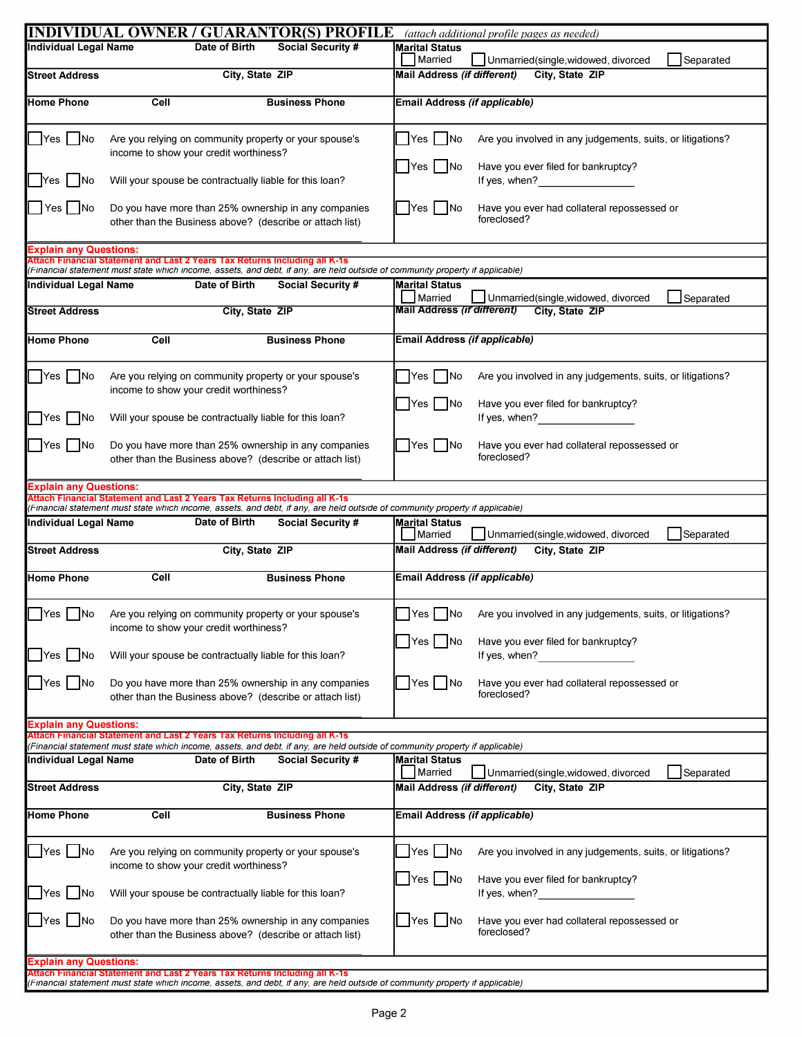# INDIVIDUAL OWNER / GUARANTOR(S) PROFILE *(attach additional profile pages as needed)*

| Individual Legal Name | Date of Birth | Social Security # | Marital Status ☐ Married ☐ Unmarried(single,widowed, divorced ☐ Separated |
|---|---|---|---|
| Street Address | City, State ZIP | | Mail Address *(if different)* City, State ZIP |
| Home Phone | Cell | Business Phone | Email Address *(if applicable)* |

☐ Yes ☐ No Are you relying on community property or your spouse's income to show your credit worthiness?

☐ Yes ☐ No Will your spouse be contractually liable for this loan?

☐ Yes ☐ No Do you have more than 25% ownership in any companies other than the Business above? (describe or attach list)

☐ Yes ☐ No Are you involved in any judgements, suits, or litigations?

☐ Yes ☐ No Have you ever filed for bankruptcy? If yes, when?________________

☐ Yes ☐ No Have you ever had collateral repossessed or foreclosed?

**Explain any Questions:**

**Attach Financial Statement and Last 2 Years Tax Returns Including all K-1s**
*(Financial statement must state which income, assets, and debt, if any, are held outside of community property if applicable)*

| Individual Legal Name | Date of Birth | Social Security # | Marital Status ☐ Married ☐ Unmarried(single,widowed, divorced ☐ Separated |
|---|---|---|---|
| Street Address | City, State ZIP | | Mail Address *(if different)* City, State ZIP |
| Home Phone | Cell | Business Phone | Email Address *(if applicable)* |

☐ Yes ☐ No Are you relying on community property or your spouse's income to show your credit worthiness?

☐ Yes ☐ No Will your spouse be contractually liable for this loan?

☐ Yes ☐ No Do you have more than 25% ownership in any companies other than the Business above? (describe or attach list)

☐ Yes ☐ No Are you involved in any judgements, suits, or litigations?

☐ Yes ☐ No Have you ever filed for bankruptcy? If yes, when?________________

☐ Yes ☐ No Have you ever had collateral repossessed or foreclosed?

**Explain any Questions:**

**Attach Financial Statement and Last 2 Years Tax Returns Including all K-1s**
*(Financial statement must state which income, assets, and debt, if any, are held outside of community property if applicable)*

| Individual Legal Name | Date of Birth | Social Security # | Marital Status ☐ Married ☐ Unmarried(single,widowed, divorced ☐ Separated |
|---|---|---|---|
| Street Address | City, State ZIP | | Mail Address *(if different)* City, State ZIP |
| Home Phone | Cell | Business Phone | Email Address *(if applicable)* |

☐ Yes ☐ No Are you relying on community property or your spouse's income to show your credit worthiness?

☐ Yes ☐ No Will your spouse be contractually liable for this loan?

☐ Yes ☐ No Do you have more than 25% ownership in any companies other than the Business above? (describe or attach list)

☐ Yes ☐ No Are you involved in any judgements, suits, or litigations?

☐ Yes ☐ No Have you ever filed for bankruptcy? If yes, when?________________

☐ Yes ☐ No Have you ever had collateral repossessed or foreclosed?

**Explain any Questions:**

**Attach Financial Statement and Last 2 Years Tax Returns Including all K-1s**
*(Financial statement must state which income, assets, and debt, if any, are held outside of community property if applicable)*

| Individual Legal Name | Date of Birth | Social Security # | Marital Status ☐ Married ☐ Unmarried(single,widowed, divorced ☐ Separated |
|---|---|---|---|
| Street Address | City, State ZIP | | Mail Address *(if different)* City, State ZIP |
| Home Phone | Cell | Business Phone | Email Address *(if applicable)* |

☐ Yes ☐ No Are you relying on community property or your spouse's income to show your credit worthiness?

☐ Yes ☐ No Will your spouse be contractually liable for this loan?

☐ Yes ☐ No Do you have more than 25% ownership in any companies other than the Business above? (describe or attach list)

☐ Yes ☐ No Are you involved in any judgements, suits, or litigations?

☐ Yes ☐ No Have you ever filed for bankruptcy? If yes, when?________________

☐ Yes ☐ No Have you ever had collateral repossessed or foreclosed?

**Explain any Questions:**

**Attach Financial Statement and Last 2 Years Tax Returns Including all K-1s**
*(Financial statement must state which income, assets, and debt, if any, are held outside of community property if applicable)*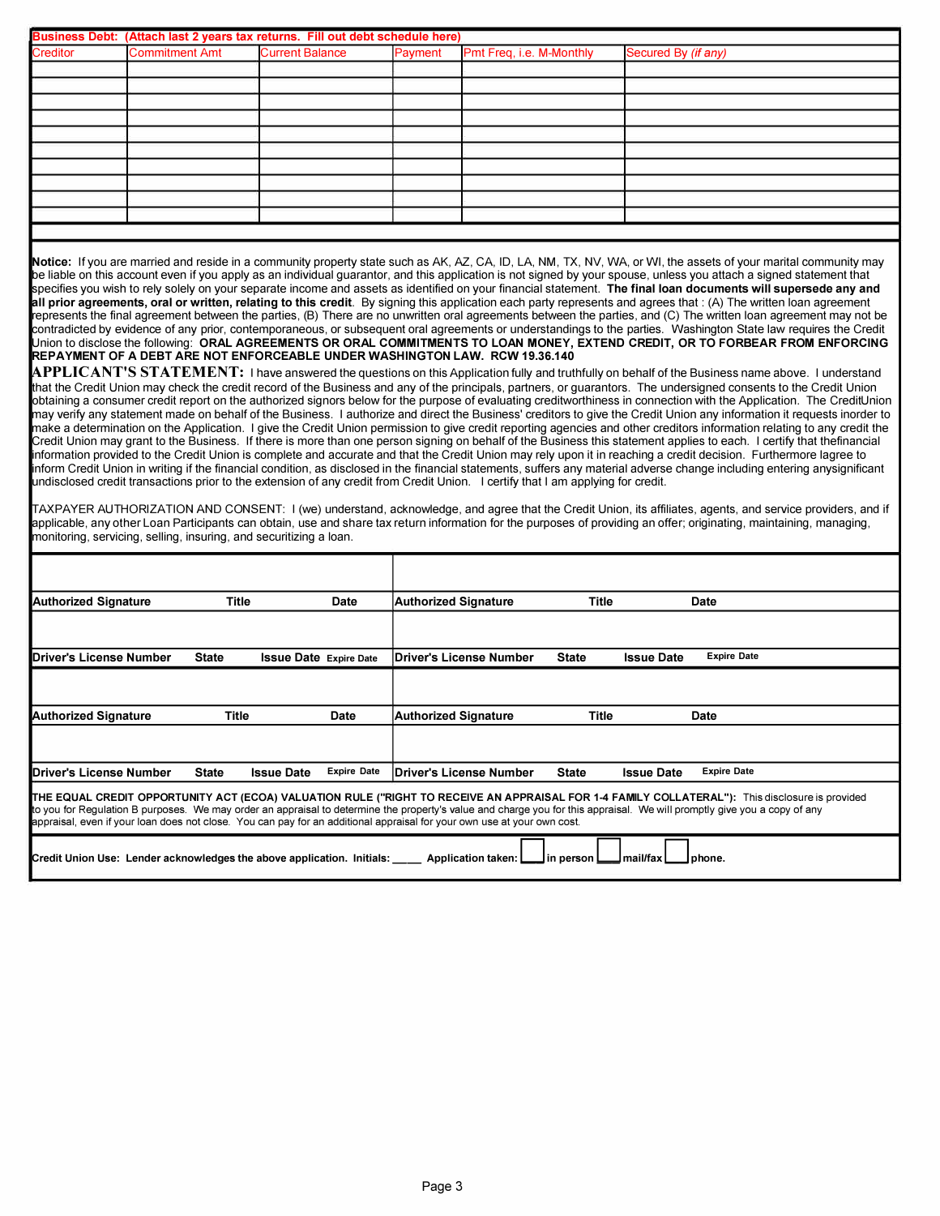**Business Debt: (Attach last 2 years tax returns. Fill out debt schedule here)**

| Creditor | Commitment Amt | Current Balance | Payment | Pmt Freq, i.e. M-Monthly | Secured By *(if any)* |
|---|---|---|---|---|---|
| | | | | | |
| | | | | | |
| | | | | | |
| | | | | | |
| | | | | | |
| | | | | | |
| | | | | | |
| | | | | | |
| | | | | | |
| | | | | | |

**Notice:** If you are married and reside in a community property state such as AK, AZ, CA, ID, LA, NM, TX, NV, WA, or WI, the assets of your marital community may be liable on this account even if you apply as an individual guarantor, and this application is not signed by your spouse, unless you attach a signed statement that specifies you wish to rely solely on your separate income and assets as identified on your financial statement. **The final loan documents will supersede any and all prior agreements, oral or written, relating to this credit**. By signing this application each party represents and agrees that : (A) The written loan agreement represents the final agreement between the parties, (B) There are no unwritten oral agreements between the parties, and (C) The written loan agreement may not be contradicted by evidence of any prior, contemporaneous, or subsequent oral agreements or understandings to the parties. Washington State law requires the Credit Union to disclose the following: **ORAL AGREEMENTS OR ORAL COMMITMENTS TO LOAN MONEY, EXTEND CREDIT, OR TO FORBEAR FROM ENFORCING REPAYMENT OF A DEBT ARE NOT ENFORCEABLE UNDER WASHINGTON LAW. RCW 19.36.140**

**APPLICANT'S STATEMENT:** I have answered the questions on this Application fully and truthfully on behalf of the Business name above. I understand that the Credit Union may check the credit record of the Business and any of the principals, partners, or guarantors. The undersigned consents to the Credit Union obtaining a consumer credit report on the authorized signors below for the purpose of evaluating creditworthiness in connection with the Application. The CreditUnion may verify any statement made on behalf of the Business. I authorize and direct the Business' creditors to give the Credit Union any information it requests inorder to make a determination on the Application. I give the Credit Union permission to give credit reporting agencies and other creditors information relating to any credit the Credit Union may grant to the Business. If there is more than one person signing on behalf of the Business this statement applies to each. I certify that thefinancial information provided to the Credit Union is complete and accurate and that the Credit Union may rely upon it in reaching a credit decision. Furthermore Iagree to inform Credit Union in writing if the financial condition, as disclosed in the financial statements, suffers any material adverse change including entering anysignificant undisclosed credit transactions prior to the extension of any credit from Credit Union. I certify that I am applying for credit.

TAXPAYER AUTHORIZATION AND CONSENT: I (we) understand, acknowledge, and agree that the Credit Union, its affiliates, agents, and service providers, and if applicable, any other Loan Participants can obtain, use and share tax return information for the purposes of providing an offer; originating, maintaining, managing, monitoring, servicing, selling, insuring, and securitizing a loan.

| | |
|---|---|
| **Authorized Signature** **Title** **Date** | **Authorized Signature** **Title** **Date** |
| | |
| **Driver's License Number** **State** **Issue Date** **Expire Date** | **Driver's License Number** **State** **Issue Date** **Expire Date** |
| | |
| **Authorized Signature** **Title** **Date** | **Authorized Signature** **Title** **Date** |
| | |
| **Driver's License Number** **State** **Issue Date** **Expire Date** | **Driver's License Number** **State** **Issue Date** **Expire Date** |

**THE EQUAL CREDIT OPPORTUNITY ACT (ECOA) VALUATION RULE ("RIGHT TO RECEIVE AN APPRAISAL FOR 1-4 FAMILY COLLATERAL"):** This disclosure is provided to you for Regulation B purposes. We may order an appraisal to determine the property's value and charge you for this appraisal. We will promptly give you a copy of any appraisal, even if your loan does not close. You can pay for an additional appraisal for your own use at your own cost.

**Credit Union Use: Lender acknowledges the above application. Initials: _____ Application taken: ☐ in person ☐ mail/fax ☐ phone.**